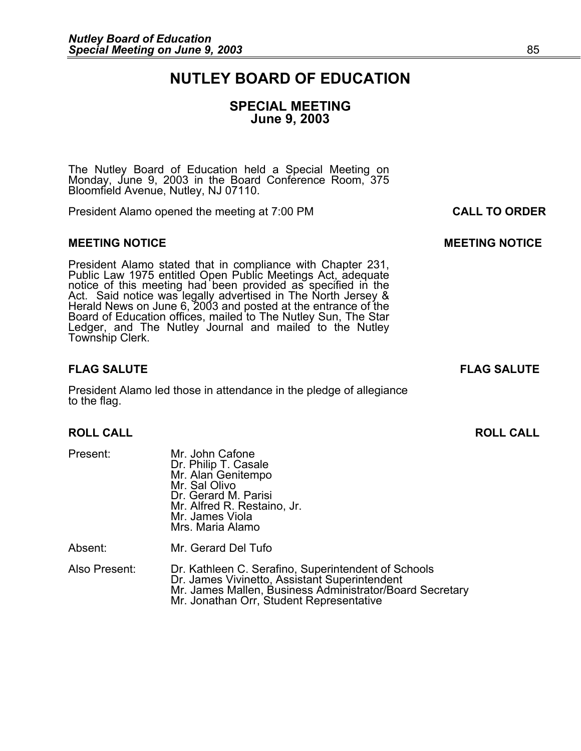# NUTLEY BOARD OF EDUCATION

## SPECIAL MEETING
## June 9, 2003

The Nutley Board of Education held a Special Meeting on Monday, June 9, 2003 in the Board Conference Room, 375 Bloomfield Avenue, Nutley, NJ 07110.

President Alamo opened the meeting at 7:00 PM **CALL TO ORDER**

### MEETING NOTICE

President Alamo stated that in compliance with Chapter 231, Public Law 1975 entitled Open Public Meetings Act, adequate notice of this meeting had been provided as specified in the Act. Said notice was legally advertised in The North Jersey & Herald News on June 6, 2003 and posted at the entrance of the Board of Education offices, mailed to The Nutley Sun, The Star Ledger, and The Nutley Journal and mailed to the Nutley Township Clerk.

### FLAG SALUTE

President Alamo led those in attendance in the pledge of allegiance to the flag.

### ROLL CALL

Present:
- Mr. John Cafone
- Dr. Philip T. Casale
- Mr. Alan Genitempo
- Mr. Sal Olivo
- Dr. Gerard M. Parisi
- Mr. Alfred R. Restaino, Jr.
- Mr. James Viola
- Mrs. Maria Alamo

Absent:
- Mr. Gerard Del Tufo

Also Present:
- Dr. Kathleen C. Serafino, Superintendent of Schools
- Dr. James Vivinetto, Assistant Superintendent
- Mr. James Mallen, Business Administrator/Board Secretary
- Mr. Jonathan Orr, Student Representative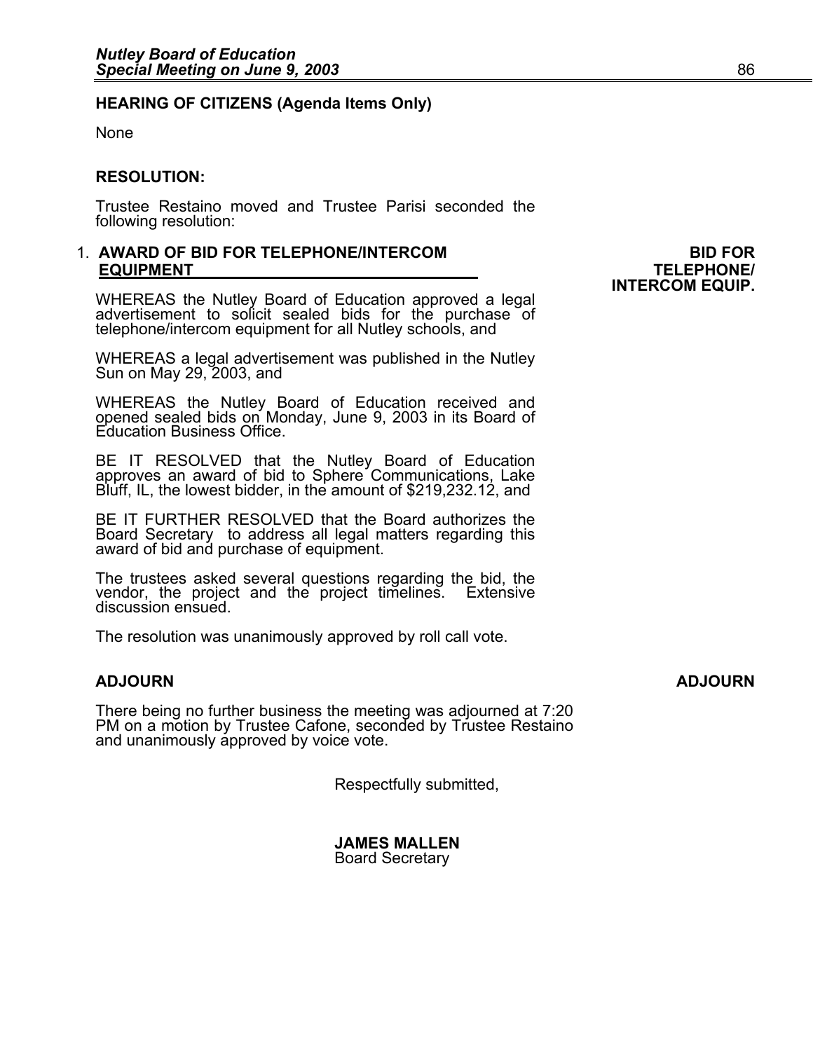## HEARING OF CITIZENS (Agenda Items Only)

None

## RESOLUTION:

Trustee Restaino moved and Trustee Parisi seconded the following resolution:

1. **AWARD OF BID FOR TELEPHONE/INTERCOM EQUIPMENT** **BID FOR TELEPHONE/ INTERCOM EQUIP.**

WHEREAS the Nutley Board of Education approved a legal advertisement to solicit sealed bids for the purchase of telephone/intercom equipment for all Nutley schools, and

WHEREAS a legal advertisement was published in the Nutley Sun on May 29, 2003, and

WHEREAS the Nutley Board of Education received and opened sealed bids on Monday, June 9, 2003 in its Board of Education Business Office.

BE IT RESOLVED that the Nutley Board of Education approves an award of bid to Sphere Communications, Lake Bluff, IL, the lowest bidder, in the amount of $219,232.12, and

BE IT FURTHER RESOLVED that the Board authorizes the Board Secretary to address all legal matters regarding this award of bid and purchase of equipment.

The trustees asked several questions regarding the bid, the vendor, the project and the project timelines. Extensive discussion ensued.

The resolution was unanimously approved by roll call vote.

## ADJOURN

**ADJOURN**

There being no further business the meeting was adjourned at 7:20 PM on a motion by Trustee Cafone, seconded by Trustee Restaino and unanimously approved by voice vote.

Respectfully submitted,

**JAMES MALLEN**
Board Secretary